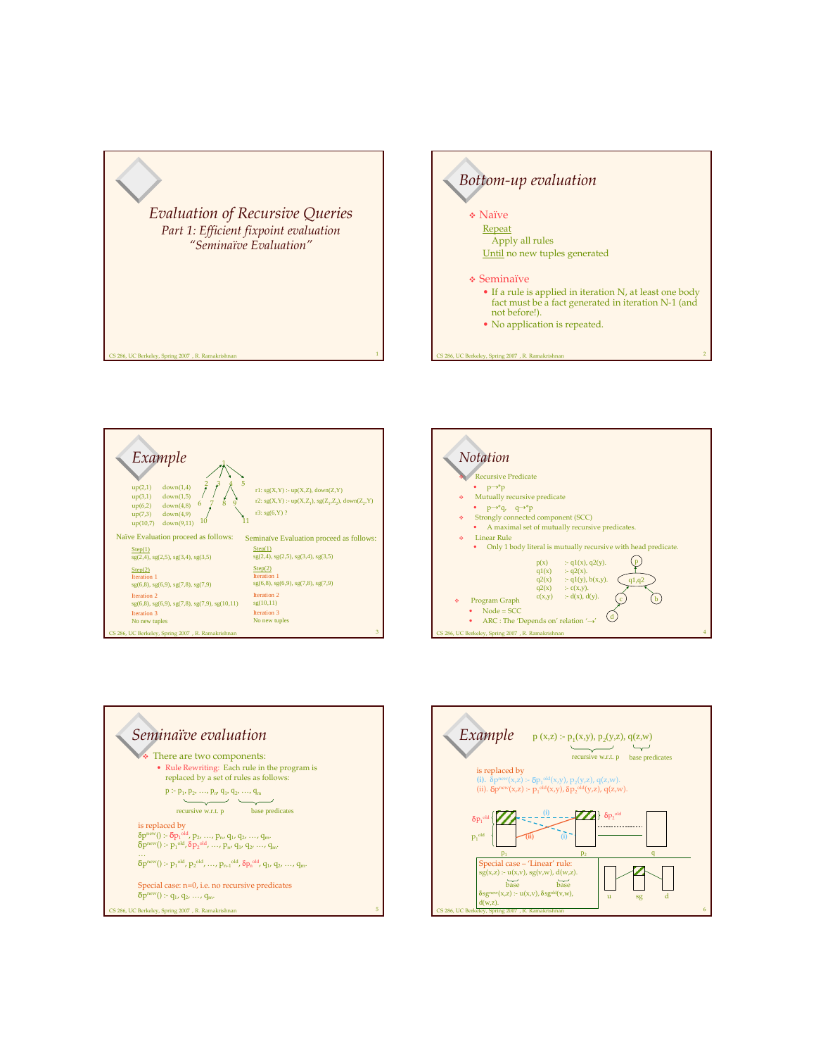# Evaluation of Recursive Queries

*Part 1: Efficient fixpoint evaluation*

*"Seminaïve Evaluation"*

## Bottom-up evaluation

- Naïve
  - Repeat
    - Apply all rules
  - Until no new tuples generated
- Seminaïve
  - If a rule is applied in iteration N, at least one body fact must be a fact generated in iteration N-1 (and not before!).
  - No application is repeated.

## Example

up(2,1) down(1,4)
up(3,1) down(1,5)
up(6,2) down(4,8)
up(7,3) down(4,9)
up(10,7) down(9,11)

r1: sg(X,Y) :- up(X,Z), down(Z,Y)
r2: sg(X,Y) :- up(X,$Z_1$), sg($Z_1$,$Z_2$), down($Z_2$,Y)
r3: sg(6,Y) ?

Naïve Evaluation proceed as follows:

Step(1)
sg(2,4), sg(2,5), sg(3,4), sg(3,5)

Step(2)
Iteration 1
sg(6,8), sg(6,9), sg(7,8), sg(7,9)

Iteration 2
sg(6,8), sg(6,9), sg(7,8), sg(7,9), sg(10,11)

Iteration 3
No new tuples

Seminaïve Evaluation proceed as follows:

Step(1)
sg(2,4), sg(2,5), sg(3,4), sg(3,5)

Step(2)
Iteration 1
sg(6,8), sg(6,9), sg(7,8), sg(7,9)

Iteration 2
sg(10,11)

Iteration 3
No new tuples

## Notation

- Recursive Predicate
  - $p \rightarrow^* p$
- Mutually recursive predicate
  - $p \rightarrow^* q$, $q \rightarrow^* p$
- Strongly connected component (SCC)
  - A maximal set of mutually recursive predicates.
- Linear Rule
  - Only 1 body literal is mutually recursive with head predicate.

p(x) :- q1(x), q2(y).
q1(x) :- q2(x).
q2(x) :- q1(y), b(x,y).
q2(x) :- c(x,y).
c(x,y) :- d(x), d(y).

- Program Graph
  - Node = SCC
  - ARC : The 'Depends on' relation '$\rightarrow$'

## Seminaïve evaluation

- There are two components:
  - Rule Rewriting: Each rule in the program is replaced by a set of rules as follows:

p :- $p_1$, $p_2$, …, $p_n$, $q_1$, $q_2$, …, $q_m$
(recursive w.r.t. p: $p_1, \ldots, p_n$; base predicates: $q_1, \ldots, q_m$)

is replaced by

$\delta p^{new}$() :- $\delta p_1^{old}$, $p_2$, …, $p_n$, $q_1$, $q_2$, …, $q_m$.
$\delta p^{new}$() :- $p_1^{old}$, $\delta p_2^{old}$, …, $p_n$, $q_1$, $q_2$, …, $q_m$.
…
$\delta p^{new}$() :- $p_1^{old}$, $p_2^{old}$, …, $p_{n-1}^{old}$, $\delta p_n^{old}$, $q_1$, $q_2$, …, $q_m$.

Special case: n=0, i.e. no recursive predicates
$\delta p^{new}$() :- $q_1$, $q_2$, …, $q_m$.

## Example

p (x,z) :- $p_1$(x,y), $p_2$(y,z), q(z,w)
(recursive w.r.t. p: $p_1$, $p_2$; base predicates: q)

is replaced by
(i). $\delta p^{new}$(x,z) :- $\delta p_1^{old}$(x,y), $p_2$(y,z), q(z,w).
(ii). $\delta p^{new}$(x,z) :- $p_1^{old}$(x,y), $\delta p_2^{old}$(y,z), q(z,w).

Special case – 'Linear' rule:
sg(x,z) :- u(x,v), sg(v,w), d(w,z).
(u: base; d: base)
$\delta sg^{new}$(x,z) :- u(x,v), $\delta sg^{old}$(v,w), d(w,z).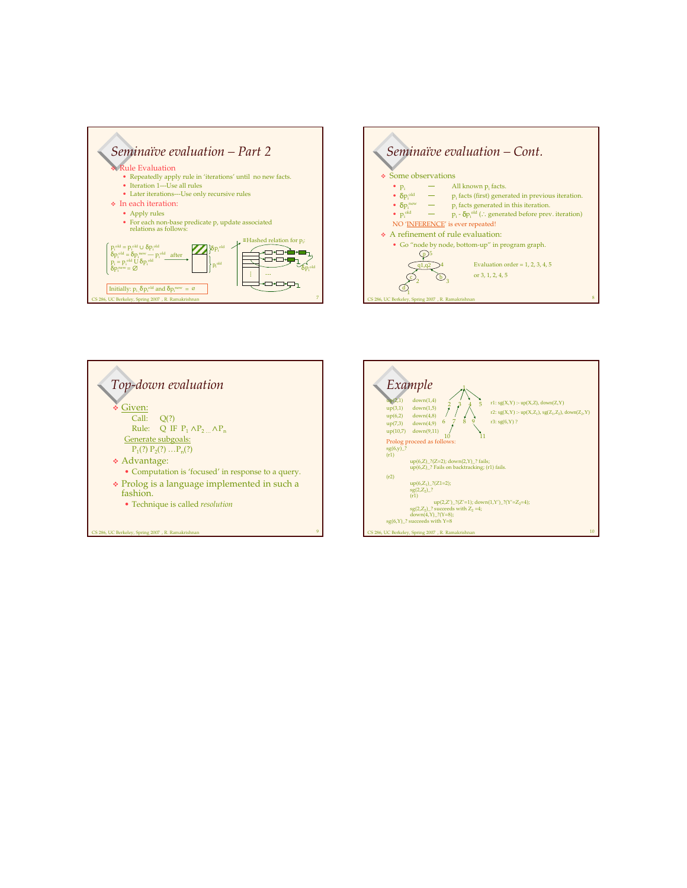## Seminaïve evaluation – Part 2

- Rule Evaluation
  - Repeatedly apply rule in 'iterations' until no new facts.
  - Iteration 1---Use all rules
  - Later iterations---Use only recursive rules
- In each iteration:
  - Apply rules
  - For each non-base predicate p, update associated relations as follows:

$$\begin{cases} p_i^{old} = p_i^{old} \cup \delta p_i^{old} \\ \delta p_i^{old} = \delta p_i^{new} - p_i^{old} \\ p_i = p_i^{old} \cup \delta p_i^{old} \\ \delta p_i^{new} = \varnothing \end{cases}$$

after

$\delta p_i^{old}$

$p_i^{old}$

≡Hashed relation for $p_i$:

$\delta p_i^{old}$

Initially: $p_i$, $\delta p_i^{old}$ and $\delta p_i^{new}$ = ∅

## Seminaïve evaluation – Cont.

- Some observations
  - $p_i$ — All known $p_i$ facts.
  - $\delta p_i^{old}$ — $p_i$ facts (first) generated in previous iteration.
  - $\delta p_i^{new}$ — $p_i$ facts generated in this iteration.
  - $p_i^{old}$ — $p_i - \delta p_i^{old}$ (∴ generated before prev. iteration)

  NO 'INFERENCE' is ever repeated!
- A refinement of rule evaluation:
  - Go "node by node, bottom-up" in program graph.

p 5

q1,q2 4

c 2

b 3

d 1

Evaluation order = 1, 2, 3, 4, 5

or 3, 1, 2, 4, 5

## Top-down evaluation

- Given:

  Call: Q(?)

  Rule: Q IF $P_1 \wedge P_2 \ldots \wedge P_n$

  Generate subgoals:

  $P_1(?)\ P_2(?) \ldots P_n(?)$
- Advantage:
  - Computation is 'focused' in response to a query.
- Prolog is a language implemented in such a fashion.
  - Technique is called *resolution*

## Example

up(2,1) down(1,4)
up(3,1) down(1,5)
up(6,2) down(4,8)
up(7,3) down(4,9)
up(10,7) down(9,11)

1
2 3 4 5
6 7 8 9
10 11

r1: sg(X,Y) :- up(X,Z), down(Z,Y)

r2: sg(X,Y) :- up(X,$Z_1$), sg($Z_1$,$Z_2$), down($Z_2$,Y)

r3: sg(6,Y) ?

Prolog proceed as follows:

sg(6,y)_?

(r1)

up(6,Z)_?(Z=2); down(2,Y)_? fails;

up(6,Z)_? Fails on backtracking; (r1) fails.

(r2)

up(6,$Z_1$)_?(Z1=2);

sg(2,$Z_2$)_?

(r1)

up(2,Z')_?(Z'=1); down(1,Y')_?(Y'=$Z_2$=4);

sg(2,$Z_2$)_? succeeds with $Z_2$ =4;

down(4,Y)_?(Y=8);

sg(6,Y)_? succeeds with Y=8